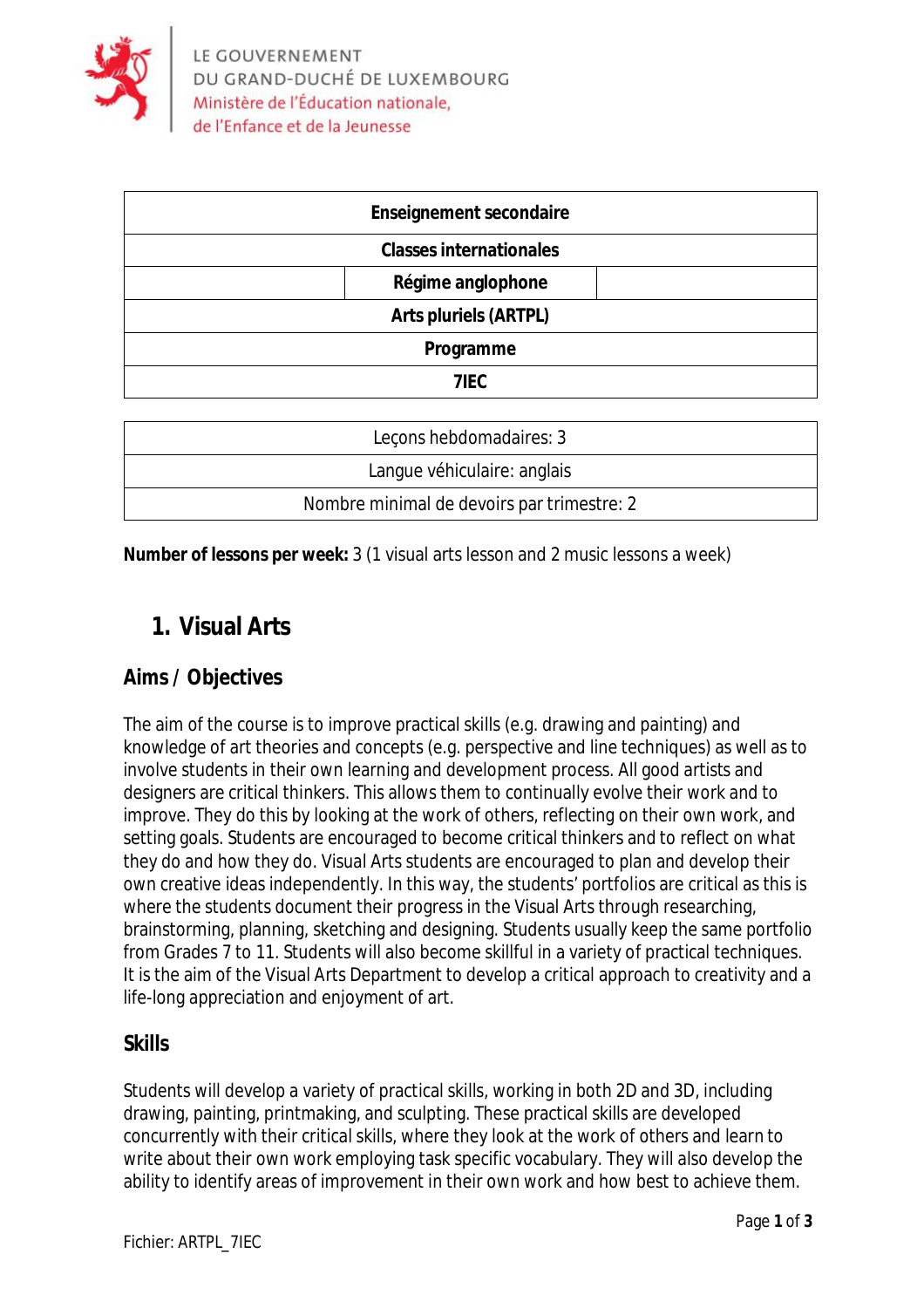LE GOUVERNEMENT
DU GRAND-DUCHÉ DE LUXEMBOURG
Ministère de l'Éducation nationale,
de l'Enfance et de la Jeunesse

| Enseignement secondaire |
| --- |
| Classes internationales |
| Régime anglophone |
| Arts pluriels (ARTPL) |
| Programme |
| 7IEC |

| Leçons hebdomadaires: 3 |
| --- |
| Langue véhiculaire: anglais |
| Nombre minimal de devoirs par trimestre: 2 |

**Number of lessons per week:** 3 (1 visual arts lesson and 2 music lessons a week)

# 1. Visual Arts

## Aims / Objectives

The aim of the course is to improve practical skills (e.g. drawing and painting) and knowledge of art theories and concepts (e.g. perspective and line techniques) as well as to involve students in their own learning and development process. All good artists and designers are critical thinkers. This allows them to continually evolve their work and to improve. They do this by looking at the work of others, reflecting on their own work, and setting goals. Students are encouraged to become critical thinkers and to reflect on what they do and how they do. Visual Arts students are encouraged to plan and develop their own creative ideas independently. In this way, the students' portfolios are critical as this is where the students document their progress in the Visual Arts through researching, brainstorming, planning, sketching and designing. Students usually keep the same portfolio from Grades 7 to 11. Students will also become skillful in a variety of practical techniques. It is the aim of the Visual Arts Department to develop a critical approach to creativity and a life-long appreciation and enjoyment of art.

## Skills

Students will develop a variety of practical skills, working in both 2D and 3D, including drawing, painting, printmaking, and sculpting. These practical skills are developed concurrently with their critical skills, where they look at the work of others and learn to write about their own work employing task specific vocabulary. They will also develop the ability to identify areas of improvement in their own work and how best to achieve them.

Fichier: ARTPL_7IEC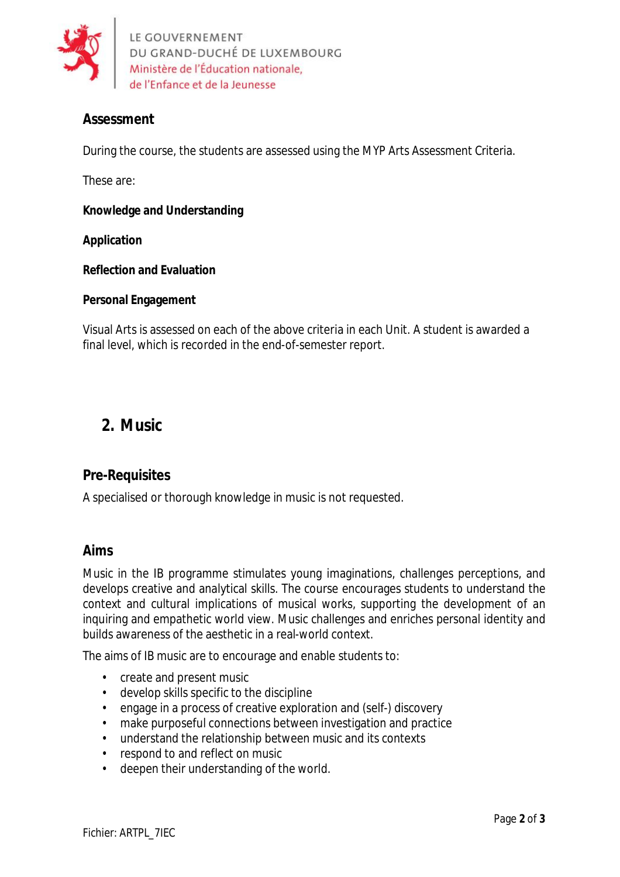### Assessment

During the course, the students are assessed using the MYP Arts Assessment Criteria.

These are:

**Knowledge and Understanding**

**Application**

**Reflection and Evaluation**

**Personal Engagement**

Visual Arts is assessed on each of the above criteria in each Unit. A student is awarded a final level, which is recorded in the end-of-semester report.

## 2. Music

### Pre-Requisites

A specialised or thorough knowledge in music is not requested.

### Aims

Music in the IB programme stimulates young imaginations, challenges perceptions, and develops creative and analytical skills. The course encourages students to understand the context and cultural implications of musical works, supporting the development of an inquiring and empathetic world view. Music challenges and enriches personal identity and builds awareness of the aesthetic in a real-world context.

The aims of IB music are to encourage and enable students to:

- create and present music
- develop skills specific to the discipline
- engage in a process of creative exploration and (self-) discovery
- make purposeful connections between investigation and practice
- understand the relationship between music and its contexts
- respond to and reflect on music
- deepen their understanding of the world.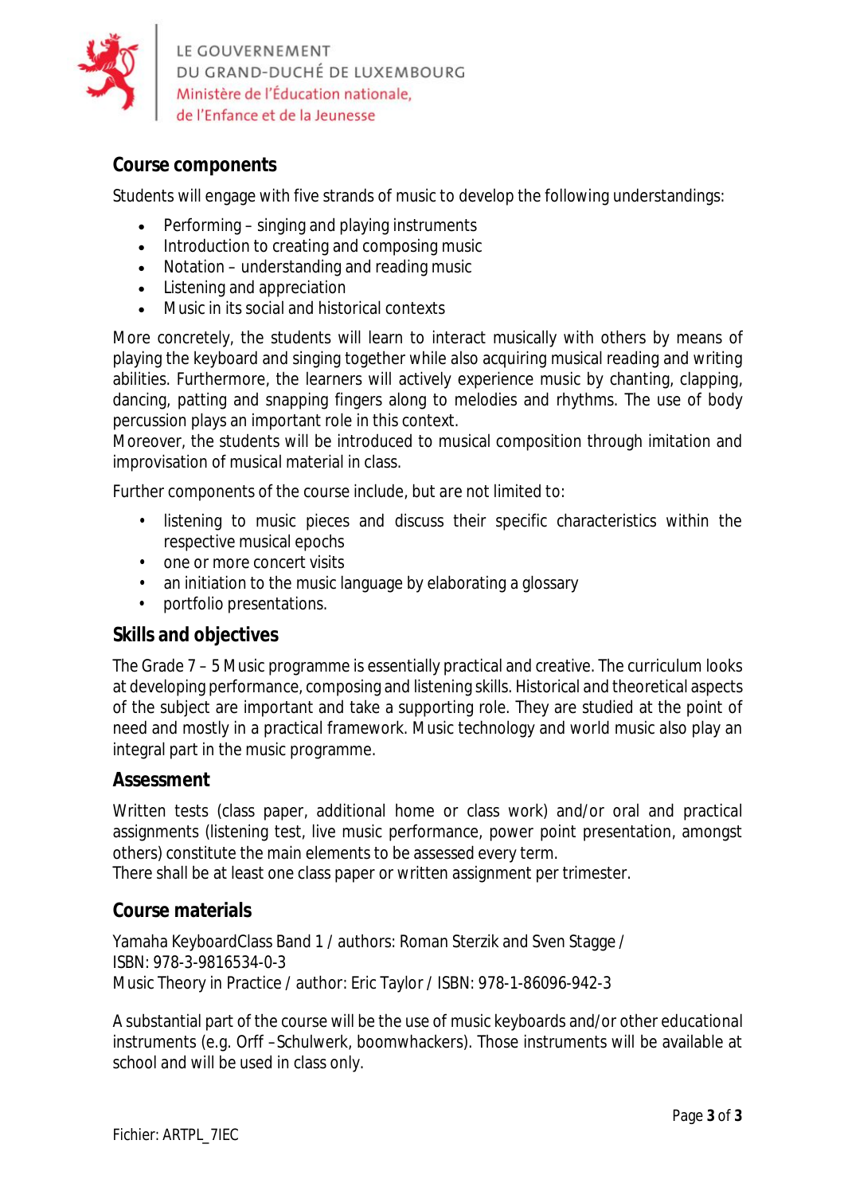## Course components

Students will engage with five strands of music to develop the following understandings:

- Performing – singing and playing instruments
- Introduction to creating and composing music
- Notation – understanding and reading music
- Listening and appreciation
- Music in its social and historical contexts

More concretely, the students will learn to interact musically with others by means of playing the keyboard and singing together while also acquiring musical reading and writing abilities. Furthermore, the learners will actively experience music by chanting, clapping, dancing, patting and snapping fingers along to melodies and rhythms. The use of body percussion plays an important role in this context.
Moreover, the students will be introduced to musical composition through imitation and improvisation of musical material in class.

Further components of the course include, but are not limited to:

- listening to music pieces and discuss their specific characteristics within the respective musical epochs
- one or more concert visits
- an initiation to the music language by elaborating a glossary
- portfolio presentations.

## Skills and objectives

The Grade 7 – 5 Music programme is essentially practical and creative. The curriculum looks at developing performance, composing and listening skills. Historical and theoretical aspects of the subject are important and take a supporting role. They are studied at the point of need and mostly in a practical framework. Music technology and world music also play an integral part in the music programme.

## Assessment

Written tests (class paper, additional home or class work) and/or oral and practical assignments (listening test, live music performance, power point presentation, amongst others) constitute the main elements to be assessed every term.
There shall be at least one class paper or written assignment per trimester.

## Course materials

Yamaha KeyboardClass Band 1 / authors: Roman Sterzik and Sven Stagge /
ISBN: 978-3-9816534-0-3
Music Theory in Practice / author: Eric Taylor / ISBN: 978-1-86096-942-3

A substantial part of the course will be the use of music keyboards and/or other educational instruments (e.g. Orff –Schulwerk, boomwhackers). Those instruments will be available at school and will be used in class only.